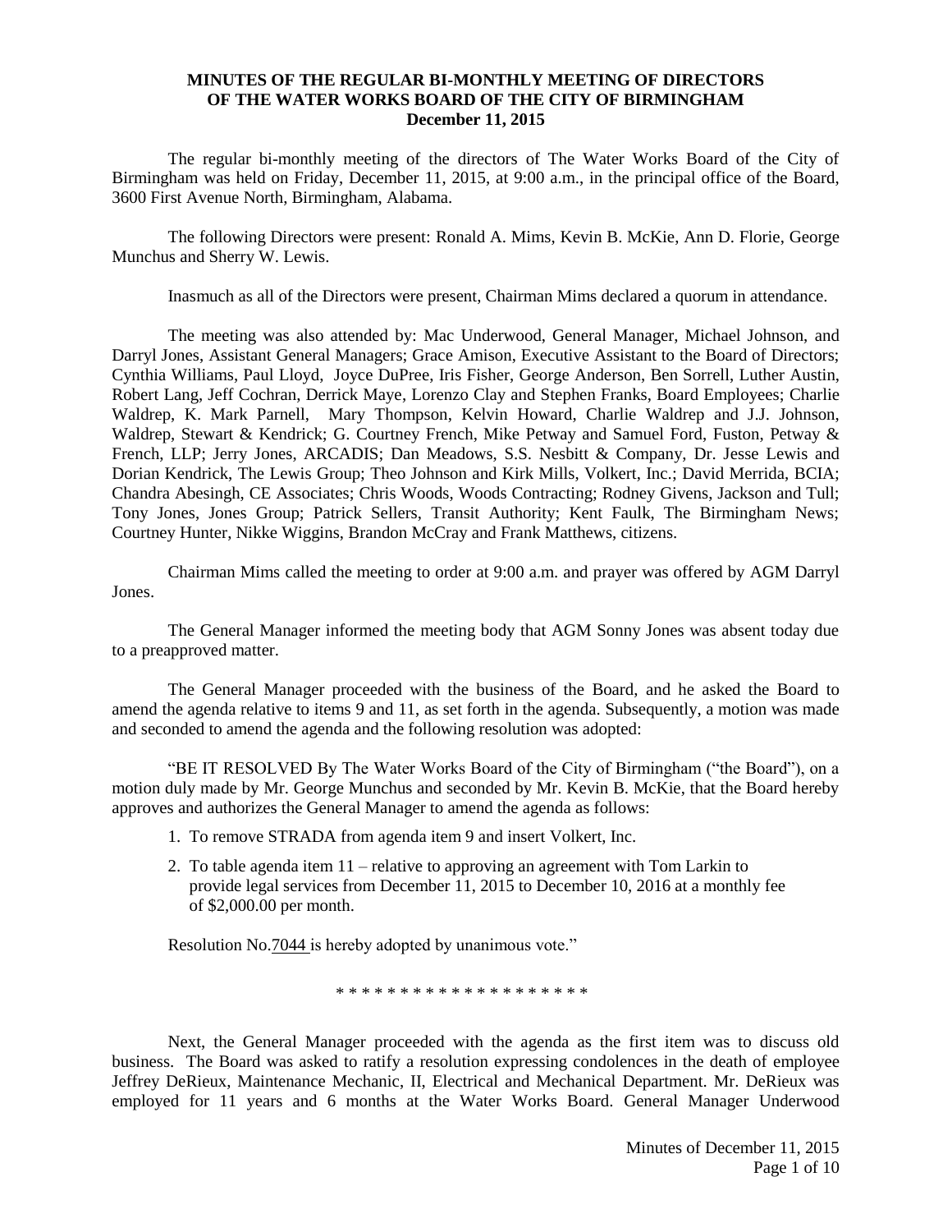**MINUTES OF THE REGULAR BI-MONTHLY MEETING OF DIRECTORS OF THE WATER WORKS BOARD OF THE CITY OF BIRMINGHAM December 11, 2015**

The regular bi-monthly meeting of the directors of The Water Works Board of the City of Birmingham was held on Friday, December 11, 2015, at 9:00 a.m., in the principal office of the Board, 3600 First Avenue North, Birmingham, Alabama.

The following Directors were present: Ronald A. Mims, Kevin B. McKie, Ann D. Florie, George Munchus and Sherry W. Lewis.

Inasmuch as all of the Directors were present, Chairman Mims declared a quorum in attendance.

The meeting was also attended by: Mac Underwood, General Manager, Michael Johnson, and Darryl Jones, Assistant General Managers; Grace Amison, Executive Assistant to the Board of Directors; Cynthia Williams, Paul Lloyd, Joyce DuPree, Iris Fisher, George Anderson, Ben Sorrell, Luther Austin, Robert Lang, Jeff Cochran, Derrick Maye, Lorenzo Clay and Stephen Franks, Board Employees; Charlie Waldrep, K. Mark Parnell, Mary Thompson, Kelvin Howard, Charlie Waldrep and J.J. Johnson, Waldrep, Stewart & Kendrick; G. Courtney French, Mike Petway and Samuel Ford, Fuston, Petway & French, LLP; Jerry Jones, ARCADIS; Dan Meadows, S.S. Nesbitt & Company, Dr. Jesse Lewis and Dorian Kendrick, The Lewis Group; Theo Johnson and Kirk Mills, Volkert, Inc.; David Merrida, BCIA; Chandra Abesingh, CE Associates; Chris Woods, Woods Contracting; Rodney Givens, Jackson and Tull; Tony Jones, Jones Group; Patrick Sellers, Transit Authority; Kent Faulk, The Birmingham News; Courtney Hunter, Nikke Wiggins, Brandon McCray and Frank Matthews, citizens.

Chairman Mims called the meeting to order at 9:00 a.m. and prayer was offered by AGM Darryl Jones.

The General Manager informed the meeting body that AGM Sonny Jones was absent today due to a preapproved matter.

The General Manager proceeded with the business of the Board, and he asked the Board to amend the agenda relative to items 9 and 11, as set forth in the agenda. Subsequently, a motion was made and seconded to amend the agenda and the following resolution was adopted:

"BE IT RESOLVED By The Water Works Board of the City of Birmingham ("the Board"), on a motion duly made by Mr. George Munchus and seconded by Mr. Kevin B. McKie, that the Board hereby approves and authorizes the General Manager to amend the agenda as follows:

1. To remove STRADA from agenda item 9 and insert Volkert, Inc.
2. To table agenda item 11 – relative to approving an agreement with Tom Larkin to provide legal services from December 11, 2015 to December 10, 2016 at a monthly fee of $2,000.00 per month.

Resolution No. 7044 is hereby adopted by unanimous vote."

* * * * * * * * * * * * * * * * * * * *

Next, the General Manager proceeded with the agenda as the first item was to discuss old business. The Board was asked to ratify a resolution expressing condolences in the death of employee Jeffrey DeRieux, Maintenance Mechanic, II, Electrical and Mechanical Department. Mr. DeRieux was employed for 11 years and 6 months at the Water Works Board. General Manager Underwood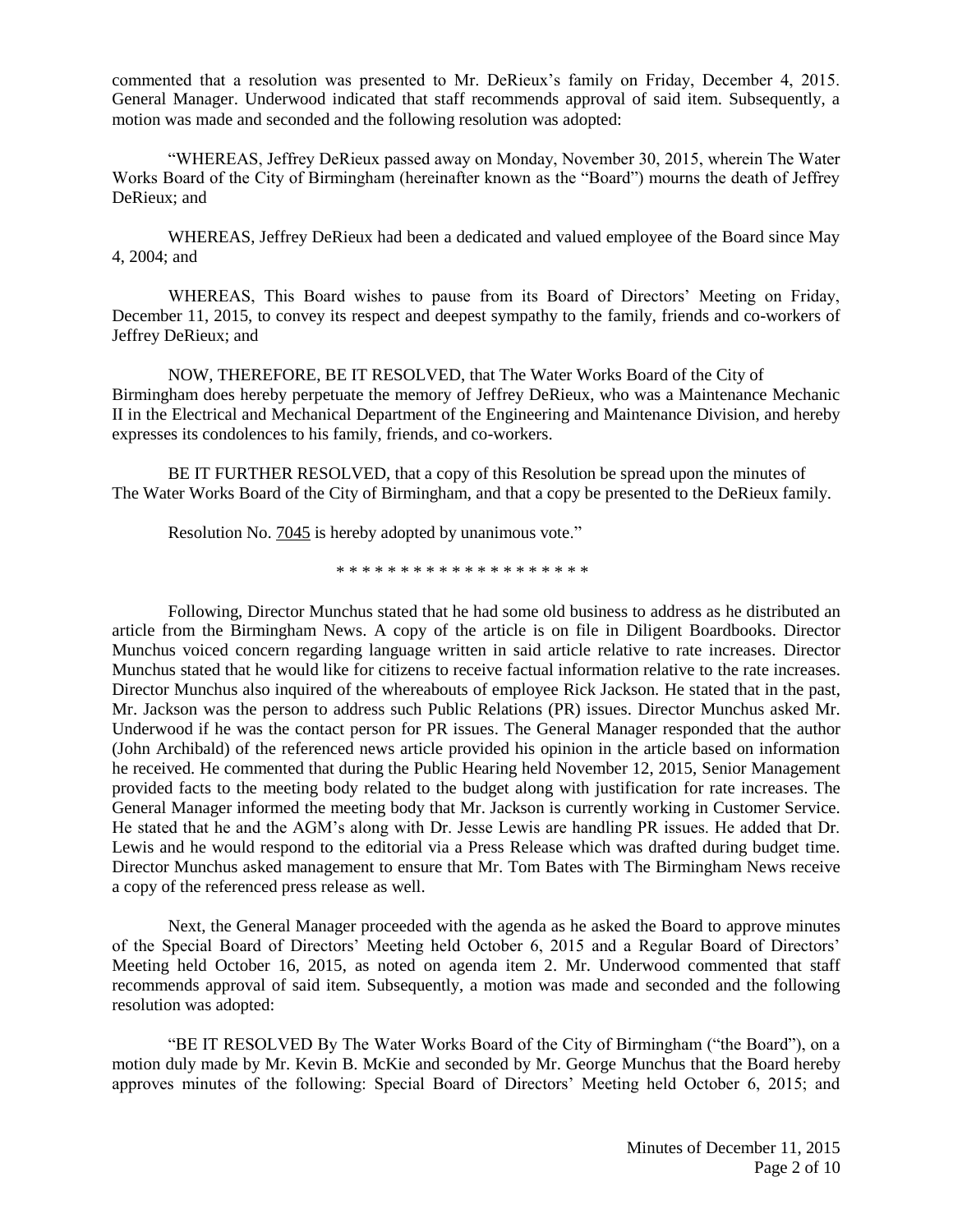commented that a resolution was presented to Mr. DeRieux's family on Friday, December 4, 2015. General Manager. Underwood indicated that staff recommends approval of said item. Subsequently, a motion was made and seconded and the following resolution was adopted:

"WHEREAS, Jeffrey DeRieux passed away on Monday, November 30, 2015, wherein The Water Works Board of the City of Birmingham (hereinafter known as the "Board") mourns the death of Jeffrey DeRieux; and

WHEREAS, Jeffrey DeRieux had been a dedicated and valued employee of the Board since May 4, 2004; and

WHEREAS, This Board wishes to pause from its Board of Directors' Meeting on Friday, December 11, 2015, to convey its respect and deepest sympathy to the family, friends and co-workers of Jeffrey DeRieux; and

NOW, THEREFORE, BE IT RESOLVED, that The Water Works Board of the City of Birmingham does hereby perpetuate the memory of Jeffrey DeRieux, who was a Maintenance Mechanic II in the Electrical and Mechanical Department of the Engineering and Maintenance Division, and hereby expresses its condolences to his family, friends, and co-workers.

BE IT FURTHER RESOLVED, that a copy of this Resolution be spread upon the minutes of The Water Works Board of the City of Birmingham, and that a copy be presented to the DeRieux family.

Resolution No. 7045 is hereby adopted by unanimous vote."

\* \* \* \* \* \* \* \* \* \* \* \* \* \* \* \* \* \* \* \*

Following, Director Munchus stated that he had some old business to address as he distributed an article from the Birmingham News. A copy of the article is on file in Diligent Boardbooks. Director Munchus voiced concern regarding language written in said article relative to rate increases. Director Munchus stated that he would like for citizens to receive factual information relative to the rate increases. Director Munchus also inquired of the whereabouts of employee Rick Jackson. He stated that in the past, Mr. Jackson was the person to address such Public Relations (PR) issues. Director Munchus asked Mr. Underwood if he was the contact person for PR issues. The General Manager responded that the author (John Archibald) of the referenced news article provided his opinion in the article based on information he received. He commented that during the Public Hearing held November 12, 2015, Senior Management provided facts to the meeting body related to the budget along with justification for rate increases. The General Manager informed the meeting body that Mr. Jackson is currently working in Customer Service. He stated that he and the AGM's along with Dr. Jesse Lewis are handling PR issues. He added that Dr. Lewis and he would respond to the editorial via a Press Release which was drafted during budget time. Director Munchus asked management to ensure that Mr. Tom Bates with The Birmingham News receive a copy of the referenced press release as well.

Next, the General Manager proceeded with the agenda as he asked the Board to approve minutes of the Special Board of Directors' Meeting held October 6, 2015 and a Regular Board of Directors' Meeting held October 16, 2015, as noted on agenda item 2. Mr. Underwood commented that staff recommends approval of said item. Subsequently, a motion was made and seconded and the following resolution was adopted:

"BE IT RESOLVED By The Water Works Board of the City of Birmingham ("the Board"), on a motion duly made by Mr. Kevin B. McKie and seconded by Mr. George Munchus that the Board hereby approves minutes of the following: Special Board of Directors' Meeting held October 6, 2015; and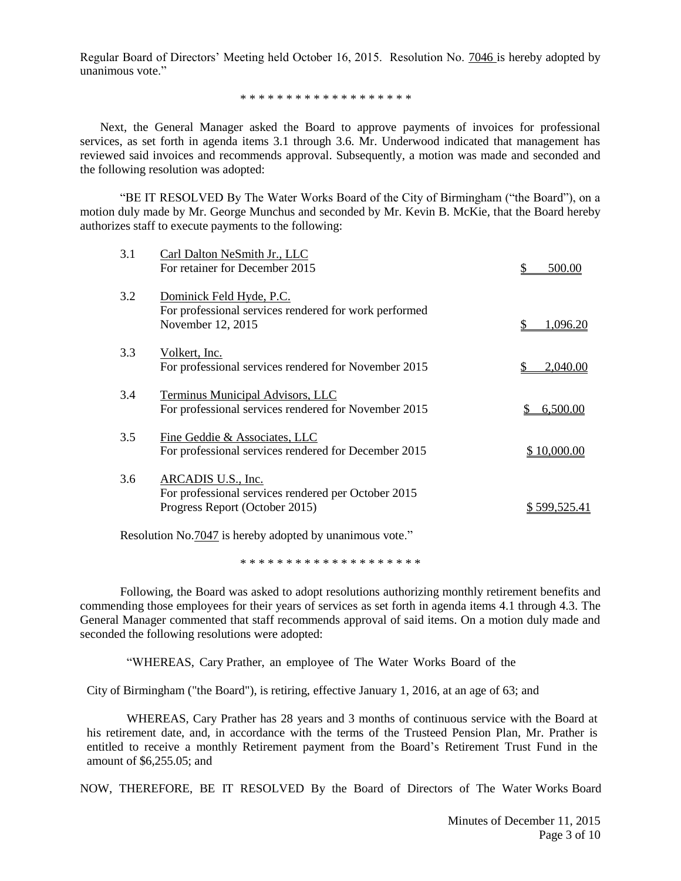Regular Board of Directors' Meeting held October 16, 2015. Resolution No. 7046 is hereby adopted by unanimous vote."

\* \* \* \* \* \* \* \* \* \* \* \* \* \* \* \* \* \* \*

Next, the General Manager asked the Board to approve payments of invoices for professional services, as set forth in agenda items 3.1 through 3.6. Mr. Underwood indicated that management has reviewed said invoices and recommends approval. Subsequently, a motion was made and seconded and the following resolution was adopted:

"BE IT RESOLVED By The Water Works Board of the City of Birmingham ("the Board"), on a motion duly made by Mr. George Munchus and seconded by Mr. Kevin B. McKie, that the Board hereby authorizes staff to execute payments to the following:

| | | |
|---|---|---|
| 3.1 | Carl Dalton NeSmith Jr., LLC<br>For retainer for December 2015 | $ 500.00 |
| 3.2 | Dominick Feld Hyde, P.C.<br>For professional services rendered for work performed November 12, 2015 | $ 1,096.20 |
| 3.3 | Volkert, Inc.<br>For professional services rendered for November 2015 | $ 2,040.00 |
| 3.4 | Terminus Municipal Advisors, LLC<br>For professional services rendered for November 2015 | $ 6,500.00 |
| 3.5 | Fine Geddie & Associates, LLC<br>For professional services rendered for December 2015 | $ 10,000.00 |
| 3.6 | ARCADIS U.S., Inc.<br>For professional services rendered per October 2015 Progress Report (October 2015) | $ 599,525.41 |

Resolution No.7047 is hereby adopted by unanimous vote."

\* \* \* \* \* \* \* \* \* \* \* \* \* \* \* \* \* \* \* \*

Following, the Board was asked to adopt resolutions authorizing monthly retirement benefits and commending those employees for their years of services as set forth in agenda items 4.1 through 4.3. The General Manager commented that staff recommends approval of said items. On a motion duly made and seconded the following resolutions were adopted:

"WHEREAS, Cary Prather, an employee of The Water Works Board of the City of Birmingham ("the Board"), is retiring, effective January 1, 2016, at an age of 63; and

WHEREAS, Cary Prather has 28 years and 3 months of continuous service with the Board at his retirement date, and, in accordance with the terms of the Trusteed Pension Plan, Mr. Prather is entitled to receive a monthly Retirement payment from the Board's Retirement Trust Fund in the amount of $6,255.05; and

NOW, THEREFORE, BE IT RESOLVED By the Board of Directors of The Water Works Board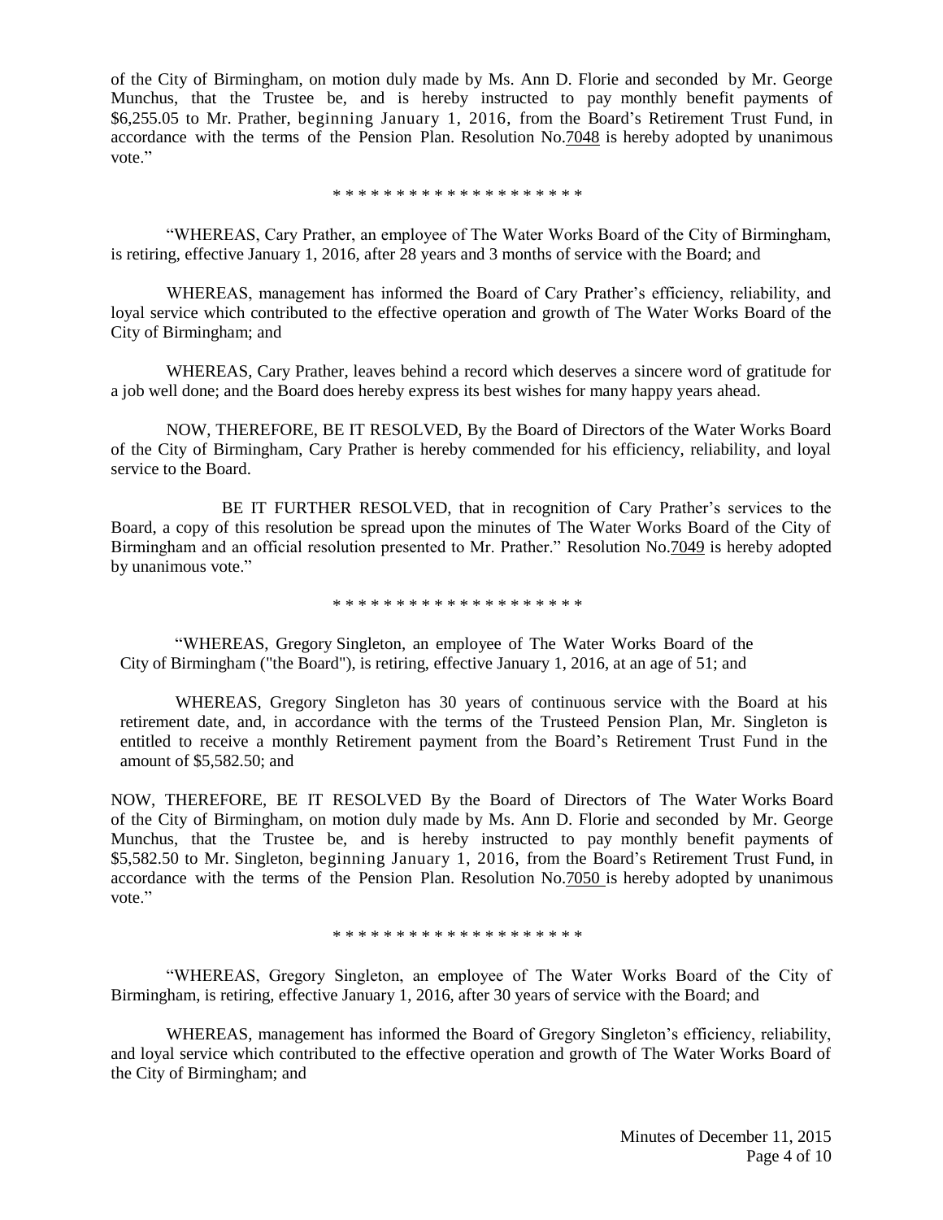of the City of Birmingham, on motion duly made by Ms. Ann D. Florie and seconded by Mr. George Munchus, that the Trustee be, and is hereby instructed to pay monthly benefit payments of $6,255.05 to Mr. Prather, beginning January 1, 2016, from the Board's Retirement Trust Fund, in accordance with the terms of the Pension Plan. Resolution No.7048 is hereby adopted by unanimous vote."

\* \* \* \* \* \* \* \* \* \* \* \* \* \* \* \* \* \* \* \*

"WHEREAS, Cary Prather, an employee of The Water Works Board of the City of Birmingham, is retiring, effective January 1, 2016, after 28 years and 3 months of service with the Board; and

WHEREAS, management has informed the Board of Cary Prather's efficiency, reliability, and loyal service which contributed to the effective operation and growth of The Water Works Board of the City of Birmingham; and

WHEREAS, Cary Prather, leaves behind a record which deserves a sincere word of gratitude for a job well done; and the Board does hereby express its best wishes for many happy years ahead.

NOW, THEREFORE, BE IT RESOLVED, By the Board of Directors of the Water Works Board of the City of Birmingham, Cary Prather is hereby commended for his efficiency, reliability, and loyal service to the Board.

BE IT FURTHER RESOLVED, that in recognition of Cary Prather's services to the Board, a copy of this resolution be spread upon the minutes of The Water Works Board of the City of Birmingham and an official resolution presented to Mr. Prather." Resolution No.7049 is hereby adopted by unanimous vote."

\* \* \* \* \* \* \* \* \* \* \* \* \* \* \* \* \* \* \* \*

"WHEREAS, Gregory Singleton, an employee of The Water Works Board of the City of Birmingham ("the Board"), is retiring, effective January 1, 2016, at an age of 51; and

WHEREAS, Gregory Singleton has 30 years of continuous service with the Board at his retirement date, and, in accordance with the terms of the Trusteed Pension Plan, Mr. Singleton is entitled to receive a monthly Retirement payment from the Board's Retirement Trust Fund in the amount of $5,582.50; and

NOW, THEREFORE, BE IT RESOLVED By the Board of Directors of The Water Works Board of the City of Birmingham, on motion duly made by Ms. Ann D. Florie and seconded by Mr. George Munchus, that the Trustee be, and is hereby instructed to pay monthly benefit payments of $5,582.50 to Mr. Singleton, beginning January 1, 2016, from the Board's Retirement Trust Fund, in accordance with the terms of the Pension Plan. Resolution No.7050 is hereby adopted by unanimous vote."

\* \* \* \* \* \* \* \* \* \* \* \* \* \* \* \* \* \* \* \*

"WHEREAS, Gregory Singleton, an employee of The Water Works Board of the City of Birmingham, is retiring, effective January 1, 2016, after 30 years of service with the Board; and

WHEREAS, management has informed the Board of Gregory Singleton's efficiency, reliability, and loyal service which contributed to the effective operation and growth of The Water Works Board of the City of Birmingham; and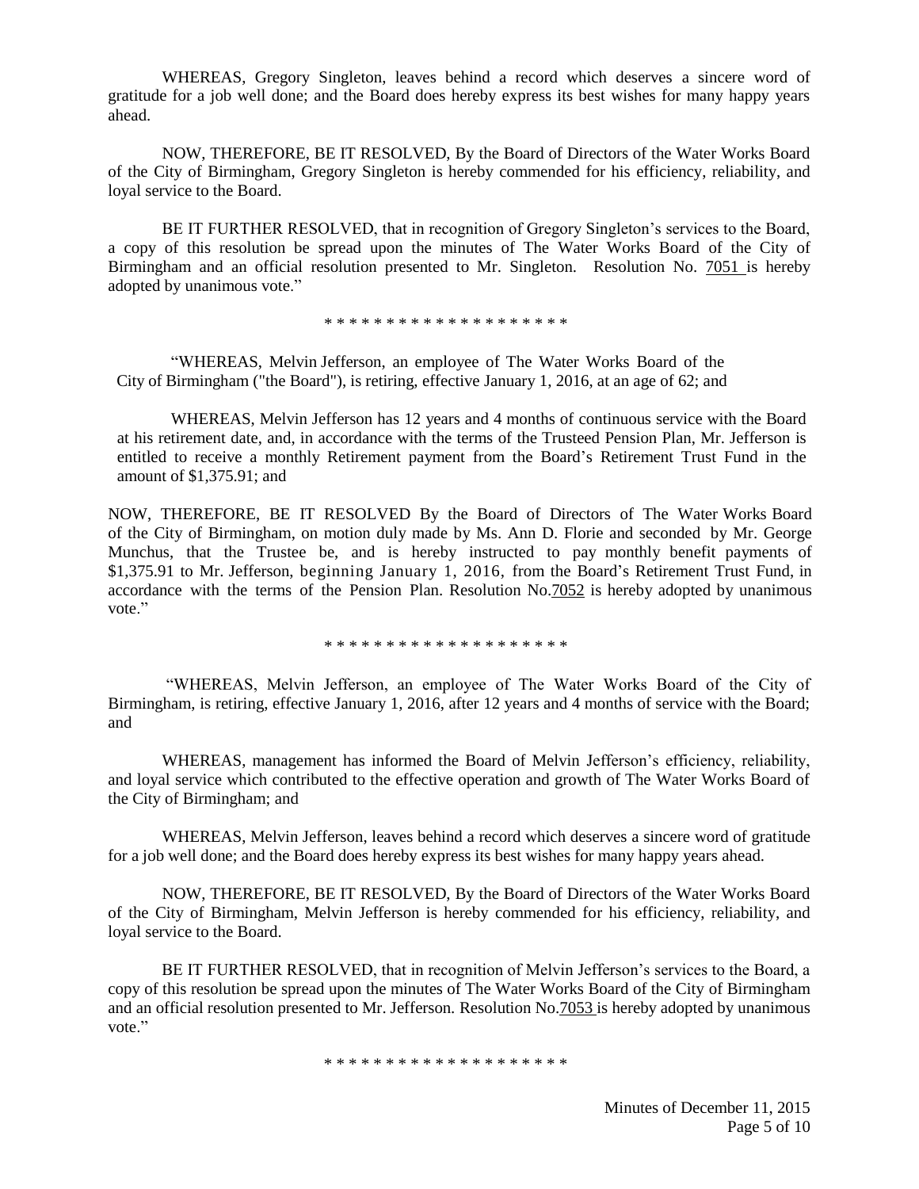WHEREAS, Gregory Singleton, leaves behind a record which deserves a sincere word of gratitude for a job well done; and the Board does hereby express its best wishes for many happy years ahead.

NOW, THEREFORE, BE IT RESOLVED, By the Board of Directors of the Water Works Board of the City of Birmingham, Gregory Singleton is hereby commended for his efficiency, reliability, and loyal service to the Board.

BE IT FURTHER RESOLVED, that in recognition of Gregory Singleton's services to the Board, a copy of this resolution be spread upon the minutes of The Water Works Board of the City of Birmingham and an official resolution presented to Mr. Singleton. Resolution No. 7051 is hereby adopted by unanimous vote."

* * * * * * * * * * * * * * * * * * * *

"WHEREAS, Melvin Jefferson, an employee of The Water Works Board of the City of Birmingham ("the Board"), is retiring, effective January 1, 2016, at an age of 62; and

WHEREAS, Melvin Jefferson has 12 years and 4 months of continuous service with the Board at his retirement date, and, in accordance with the terms of the Trusteed Pension Plan, Mr. Jefferson is entitled to receive a monthly Retirement payment from the Board's Retirement Trust Fund in the amount of $1,375.91; and

NOW, THEREFORE, BE IT RESOLVED By the Board of Directors of The Water Works Board of the City of Birmingham, on motion duly made by Ms. Ann D. Florie and seconded by Mr. George Munchus, that the Trustee be, and is hereby instructed to pay monthly benefit payments of $1,375.91 to Mr. Jefferson, beginning January 1, 2016, from the Board's Retirement Trust Fund, in accordance with the terms of the Pension Plan. Resolution No.7052 is hereby adopted by unanimous vote."

* * * * * * * * * * * * * * * * * * * *

"WHEREAS, Melvin Jefferson, an employee of The Water Works Board of the City of Birmingham, is retiring, effective January 1, 2016, after 12 years and 4 months of service with the Board; and

WHEREAS, management has informed the Board of Melvin Jefferson's efficiency, reliability, and loyal service which contributed to the effective operation and growth of The Water Works Board of the City of Birmingham; and

WHEREAS, Melvin Jefferson, leaves behind a record which deserves a sincere word of gratitude for a job well done; and the Board does hereby express its best wishes for many happy years ahead.

NOW, THEREFORE, BE IT RESOLVED, By the Board of Directors of the Water Works Board of the City of Birmingham, Melvin Jefferson is hereby commended for his efficiency, reliability, and loyal service to the Board.

BE IT FURTHER RESOLVED, that in recognition of Melvin Jefferson's services to the Board, a copy of this resolution be spread upon the minutes of The Water Works Board of the City of Birmingham and an official resolution presented to Mr. Jefferson. Resolution No.7053 is hereby adopted by unanimous vote."

* * * * * * * * * * * * * * * * * * * *

Minutes of December 11, 2015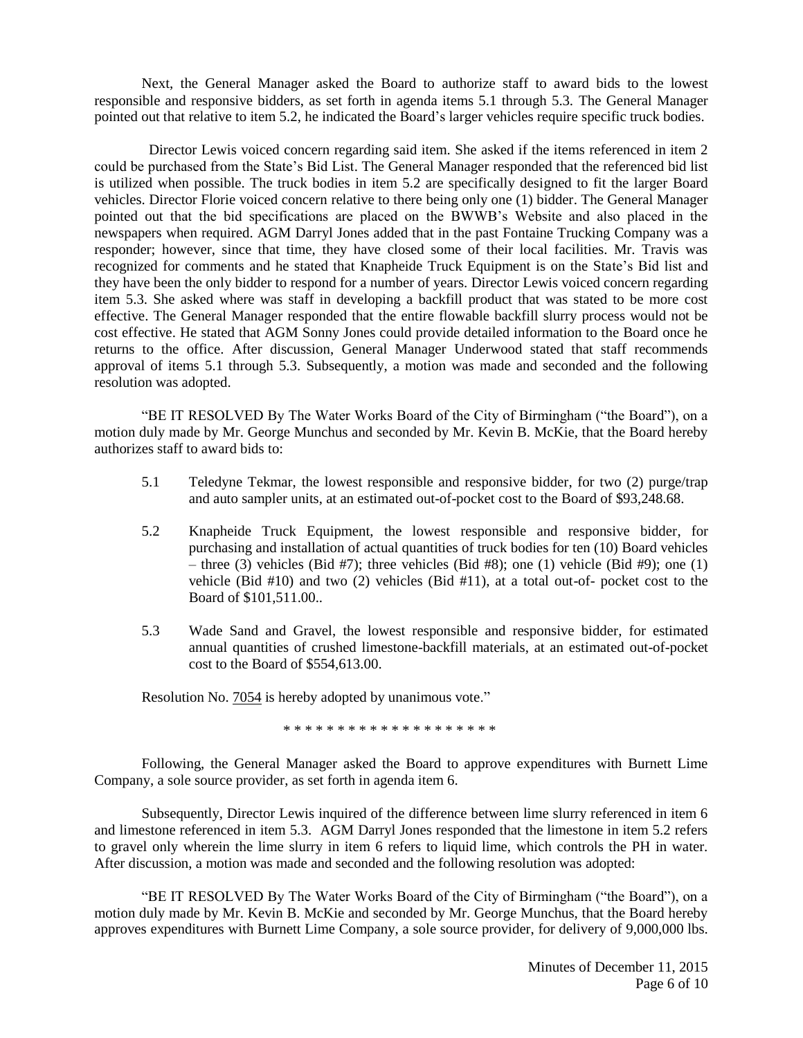Next, the General Manager asked the Board to authorize staff to award bids to the lowest responsible and responsive bidders, as set forth in agenda items 5.1 through 5.3. The General Manager pointed out that relative to item 5.2, he indicated the Board's larger vehicles require specific truck bodies.

Director Lewis voiced concern regarding said item. She asked if the items referenced in item 2 could be purchased from the State's Bid List. The General Manager responded that the referenced bid list is utilized when possible. The truck bodies in item 5.2 are specifically designed to fit the larger Board vehicles. Director Florie voiced concern relative to there being only one (1) bidder. The General Manager pointed out that the bid specifications are placed on the BWWB's Website and also placed in the newspapers when required. AGM Darryl Jones added that in the past Fontaine Trucking Company was a responder; however, since that time, they have closed some of their local facilities. Mr. Travis was recognized for comments and he stated that Knapheide Truck Equipment is on the State's Bid list and they have been the only bidder to respond for a number of years. Director Lewis voiced concern regarding item 5.3. She asked where was staff in developing a backfill product that was stated to be more cost effective. The General Manager responded that the entire flowable backfill slurry process would not be cost effective. He stated that AGM Sonny Jones could provide detailed information to the Board once he returns to the office. After discussion, General Manager Underwood stated that staff recommends approval of items 5.1 through 5.3. Subsequently, a motion was made and seconded and the following resolution was adopted.

"BE IT RESOLVED By The Water Works Board of the City of Birmingham ("the Board"), on a motion duly made by Mr. George Munchus and seconded by Mr. Kevin B. McKie, that the Board hereby authorizes staff to award bids to:

5.1 Teledyne Tekmar, the lowest responsible and responsive bidder, for two (2) purge/trap and auto sampler units, at an estimated out-of-pocket cost to the Board of $93,248.68.

5.2 Knapheide Truck Equipment, the lowest responsible and responsive bidder, for purchasing and installation of actual quantities of truck bodies for ten (10) Board vehicles – three (3) vehicles (Bid #7); three vehicles (Bid #8); one (1) vehicle (Bid #9); one (1) vehicle (Bid #10) and two (2) vehicles (Bid #11), at a total out-of- pocket cost to the Board of $101,511.00..

5.3 Wade Sand and Gravel, the lowest responsible and responsive bidder, for estimated annual quantities of crushed limestone-backfill materials, at an estimated out-of-pocket cost to the Board of $554,613.00.

Resolution No. 7054 is hereby adopted by unanimous vote."

* * * * * * * * * * * * * * * * * * * *

Following, the General Manager asked the Board to approve expenditures with Burnett Lime Company, a sole source provider, as set forth in agenda item 6.

Subsequently, Director Lewis inquired of the difference between lime slurry referenced in item 6 and limestone referenced in item 5.3. AGM Darryl Jones responded that the limestone in item 5.2 refers to gravel only wherein the lime slurry in item 6 refers to liquid lime, which controls the PH in water. After discussion, a motion was made and seconded and the following resolution was adopted:

"BE IT RESOLVED By The Water Works Board of the City of Birmingham ("the Board"), on a motion duly made by Mr. Kevin B. McKie and seconded by Mr. George Munchus, that the Board hereby approves expenditures with Burnett Lime Company, a sole source provider, for delivery of 9,000,000 lbs.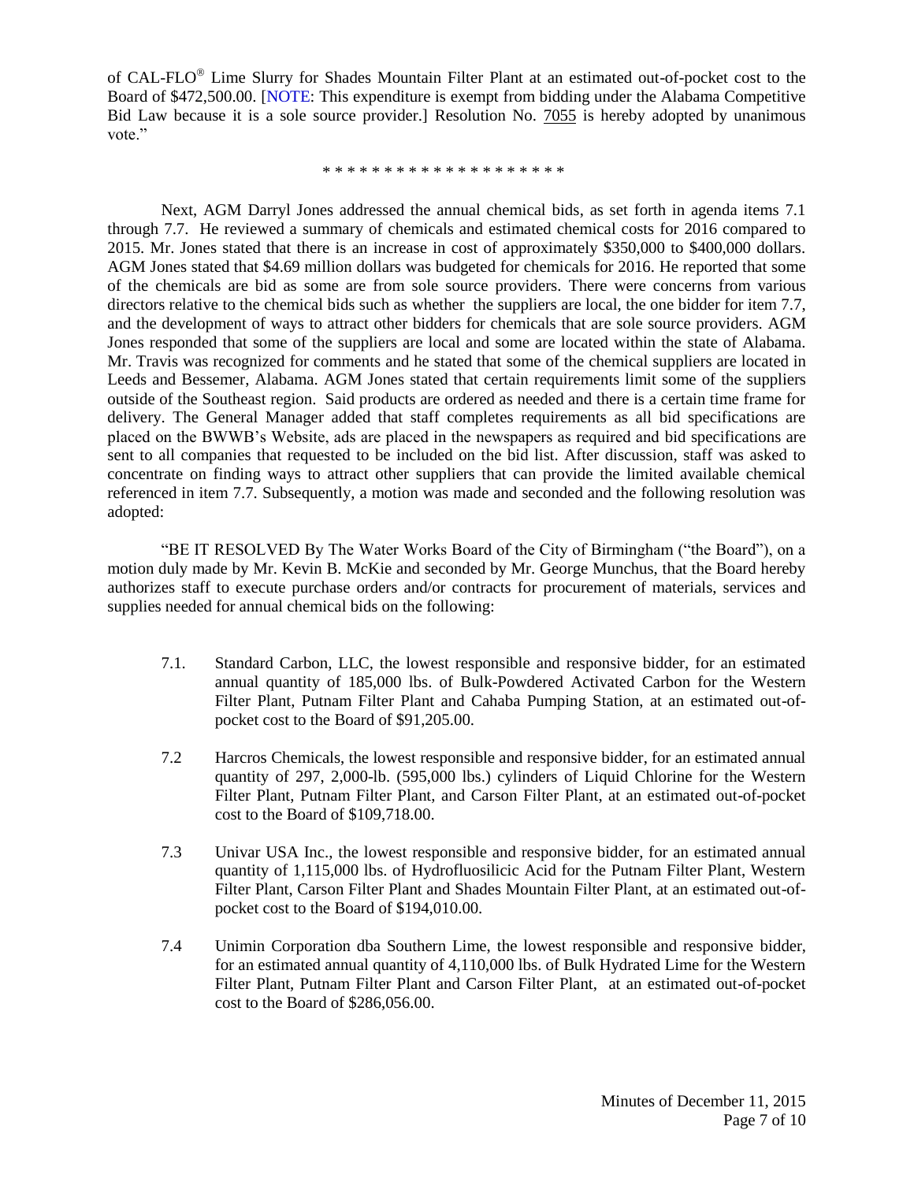of CAL-FLO® Lime Slurry for Shades Mountain Filter Plant at an estimated out-of-pocket cost to the Board of $472,500.00. [NOTE: This expenditure is exempt from bidding under the Alabama Competitive Bid Law because it is a sole source provider.] Resolution No. 7055 is hereby adopted by unanimous vote."

* * * * * * * * * * * * * * * * * * * *

Next, AGM Darryl Jones addressed the annual chemical bids, as set forth in agenda items 7.1 through 7.7. He reviewed a summary of chemicals and estimated chemical costs for 2016 compared to 2015. Mr. Jones stated that there is an increase in cost of approximately $350,000 to $400,000 dollars. AGM Jones stated that $4.69 million dollars was budgeted for chemicals for 2016. He reported that some of the chemicals are bid as some are from sole source providers. There were concerns from various directors relative to the chemical bids such as whether the suppliers are local, the one bidder for item 7.7, and the development of ways to attract other bidders for chemicals that are sole source providers. AGM Jones responded that some of the suppliers are local and some are located within the state of Alabama. Mr. Travis was recognized for comments and he stated that some of the chemical suppliers are located in Leeds and Bessemer, Alabama. AGM Jones stated that certain requirements limit some of the suppliers outside of the Southeast region. Said products are ordered as needed and there is a certain time frame for delivery. The General Manager added that staff completes requirements as all bid specifications are placed on the BWWB's Website, ads are placed in the newspapers as required and bid specifications are sent to all companies that requested to be included on the bid list. After discussion, staff was asked to concentrate on finding ways to attract other suppliers that can provide the limited available chemical referenced in item 7.7. Subsequently, a motion was made and seconded and the following resolution was adopted:

"BE IT RESOLVED By The Water Works Board of the City of Birmingham ("the Board"), on a motion duly made by Mr. Kevin B. McKie and seconded by Mr. George Munchus, that the Board hereby authorizes staff to execute purchase orders and/or contracts for procurement of materials, services and supplies needed for annual chemical bids on the following:

7.1. Standard Carbon, LLC, the lowest responsible and responsive bidder, for an estimated annual quantity of 185,000 lbs. of Bulk-Powdered Activated Carbon for the Western Filter Plant, Putnam Filter Plant and Cahaba Pumping Station, at an estimated out-of-pocket cost to the Board of $91,205.00.

7.2 Harcros Chemicals, the lowest responsible and responsive bidder, for an estimated annual quantity of 297, 2,000-lb. (595,000 lbs.) cylinders of Liquid Chlorine for the Western Filter Plant, Putnam Filter Plant, and Carson Filter Plant, at an estimated out-of-pocket cost to the Board of $109,718.00.

7.3 Univar USA Inc., the lowest responsible and responsive bidder, for an estimated annual quantity of 1,115,000 lbs. of Hydrofluosilicic Acid for the Putnam Filter Plant, Western Filter Plant, Carson Filter Plant and Shades Mountain Filter Plant, at an estimated out-of-pocket cost to the Board of $194,010.00.

7.4 Unimin Corporation dba Southern Lime, the lowest responsible and responsive bidder, for an estimated annual quantity of 4,110,000 lbs. of Bulk Hydrated Lime for the Western Filter Plant, Putnam Filter Plant and Carson Filter Plant, at an estimated out-of-pocket cost to the Board of $286,056.00.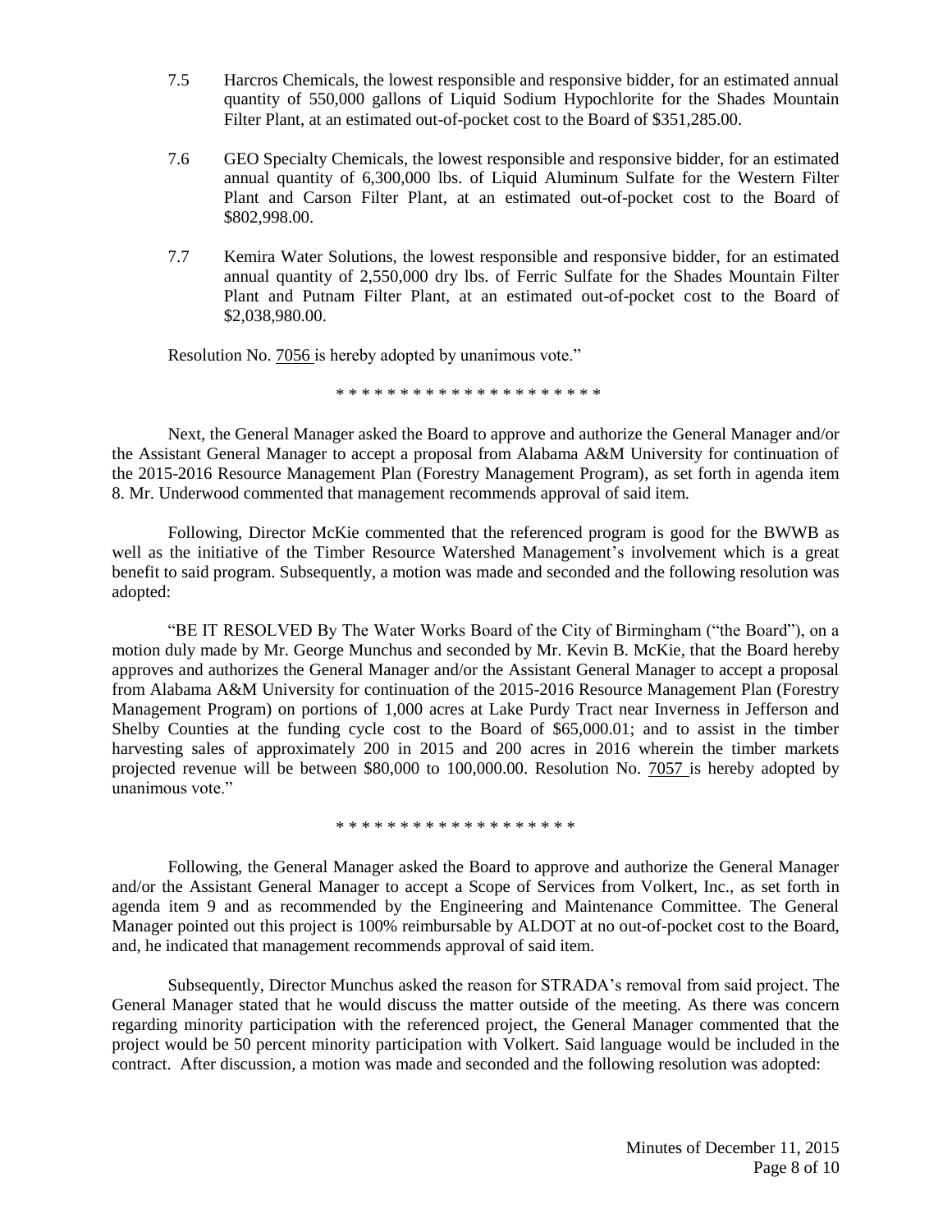7.5 Harcros Chemicals, the lowest responsible and responsive bidder, for an estimated annual quantity of 550,000 gallons of Liquid Sodium Hypochlorite for the Shades Mountain Filter Plant, at an estimated out-of-pocket cost to the Board of $351,285.00.

7.6 GEO Specialty Chemicals, the lowest responsible and responsive bidder, for an estimated annual quantity of 6,300,000 lbs. of Liquid Aluminum Sulfate for the Western Filter Plant and Carson Filter Plant, at an estimated out-of-pocket cost to the Board of $802,998.00.

7.7 Kemira Water Solutions, the lowest responsible and responsive bidder, for an estimated annual quantity of 2,550,000 dry lbs. of Ferric Sulfate for the Shades Mountain Filter Plant and Putnam Filter Plant, at an estimated out-of-pocket cost to the Board of $2,038,980.00.

Resolution No. 7056 is hereby adopted by unanimous vote."

\* \* \* \* \* \* \* \* \* \* \* \* \* \* \* \* \* \* \* \* \*

Next, the General Manager asked the Board to approve and authorize the General Manager and/or the Assistant General Manager to accept a proposal from Alabama A&M University for continuation of the 2015-2016 Resource Management Plan (Forestry Management Program), as set forth in agenda item 8. Mr. Underwood commented that management recommends approval of said item.

Following, Director McKie commented that the referenced program is good for the BWWB as well as the initiative of the Timber Resource Watershed Management's involvement which is a great benefit to said program. Subsequently, a motion was made and seconded and the following resolution was adopted:

"BE IT RESOLVED By The Water Works Board of the City of Birmingham ("the Board"), on a motion duly made by Mr. George Munchus and seconded by Mr. Kevin B. McKie, that the Board hereby approves and authorizes the General Manager and/or the Assistant General Manager to accept a proposal from Alabama A&M University for continuation of the 2015-2016 Resource Management Plan (Forestry Management Program) on portions of 1,000 acres at Lake Purdy Tract near Inverness in Jefferson and Shelby Counties at the funding cycle cost to the Board of $65,000.01; and to assist in the timber harvesting sales of approximately 200 in 2015 and 200 acres in 2016 wherein the timber markets projected revenue will be between $80,000 to 100,000.00. Resolution No. 7057 is hereby adopted by unanimous vote."

\* \* \* \* \* \* \* \* \* \* \* \* \* \* \* \* \* \* \*

Following, the General Manager asked the Board to approve and authorize the General Manager and/or the Assistant General Manager to accept a Scope of Services from Volkert, Inc., as set forth in agenda item 9 and as recommended by the Engineering and Maintenance Committee. The General Manager pointed out this project is 100% reimbursable by ALDOT at no out-of-pocket cost to the Board, and, he indicated that management recommends approval of said item.

Subsequently, Director Munchus asked the reason for STRADA's removal from said project. The General Manager stated that he would discuss the matter outside of the meeting. As there was concern regarding minority participation with the referenced project, the General Manager commented that the project would be 50 percent minority participation with Volkert. Said language would be included in the contract. After discussion, a motion was made and seconded and the following resolution was adopted: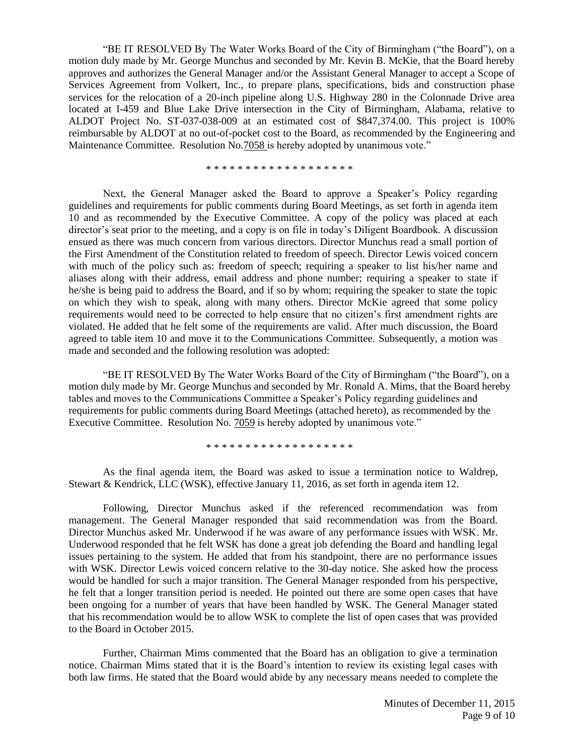"BE IT RESOLVED By The Water Works Board of the City of Birmingham ("the Board"), on a motion duly made by Mr. George Munchus and seconded by Mr. Kevin B. McKie, that the Board hereby approves and authorizes the General Manager and/or the Assistant General Manager to accept a Scope of Services Agreement from Volkert, Inc., to prepare plans, specifications, bids and construction phase services for the relocation of a 20-inch pipeline along U.S. Highway 280 in the Colonnade Drive area located at I-459 and Blue Lake Drive intersection in the City of Birmingham, Alabama, relative to ALDOT Project No. ST-037-038-009 at an estimated cost of $847,374.00. This project is 100% reimbursable by ALDOT at no out-of-pocket cost to the Board, as recommended by the Engineering and Maintenance Committee. Resolution No.7058 is hereby adopted by unanimous vote."

\* \* \* \* \* \* \* \* \* \* \* \* \* \* \* \* \* \* \*

Next, the General Manager asked the Board to approve a Speaker's Policy regarding guidelines and requirements for public comments during Board Meetings, as set forth in agenda item 10 and as recommended by the Executive Committee. A copy of the policy was placed at each director's seat prior to the meeting, and a copy is on file in today's Diligent Boardbook. A discussion ensued as there was much concern from various directors. Director Munchus read a small portion of the First Amendment of the Constitution related to freedom of speech. Director Lewis voiced concern with much of the policy such as: freedom of speech; requiring a speaker to list his/her name and aliases along with their address, email address and phone number; requiring a speaker to state if he/she is being paid to address the Board, and if so by whom; requiring the speaker to state the topic on which they wish to speak, along with many others. Director McKie agreed that some policy requirements would need to be corrected to help ensure that no citizen's first amendment rights are violated. He added that he felt some of the requirements are valid. After much discussion, the Board agreed to table item 10 and move it to the Communications Committee. Subsequently, a motion was made and seconded and the following resolution was adopted:

"BE IT RESOLVED By The Water Works Board of the City of Birmingham ("the Board"), on a motion duly made by Mr. George Munchus and seconded by Mr. Ronald A. Mims, that the Board hereby tables and moves to the Communications Committee a Speaker's Policy regarding guidelines and requirements for public comments during Board Meetings (attached hereto), as recommended by the Executive Committee. Resolution No. 7059 is hereby adopted by unanimous vote."

\* \* \* \* \* \* \* \* \* \* \* \* \* \* \* \* \* \* \*

As the final agenda item, the Board was asked to issue a termination notice to Waldrep, Stewart & Kendrick, LLC (WSK), effective January 11, 2016, as set forth in agenda item 12.

Following, Director Munchus asked if the referenced recommendation was from management. The General Manager responded that said recommendation was from the Board. Director Munchus asked Mr. Underwood if he was aware of any performance issues with WSK. Mr. Underwood responded that he felt WSK has done a great job defending the Board and handling legal issues pertaining to the system. He added that from his standpoint, there are no performance issues with WSK. Director Lewis voiced concern relative to the 30-day notice. She asked how the process would be handled for such a major transition. The General Manager responded from his perspective, he felt that a longer transition period is needed. He pointed out there are some open cases that have been ongoing for a number of years that have been handled by WSK. The General Manager stated that his recommendation would be to allow WSK to complete the list of open cases that was provided to the Board in October 2015.

Further, Chairman Mims commented that the Board has an obligation to give a termination notice. Chairman Mims stated that it is the Board's intention to review its existing legal cases with both law firms. He stated that the Board would abide by any necessary means needed to complete the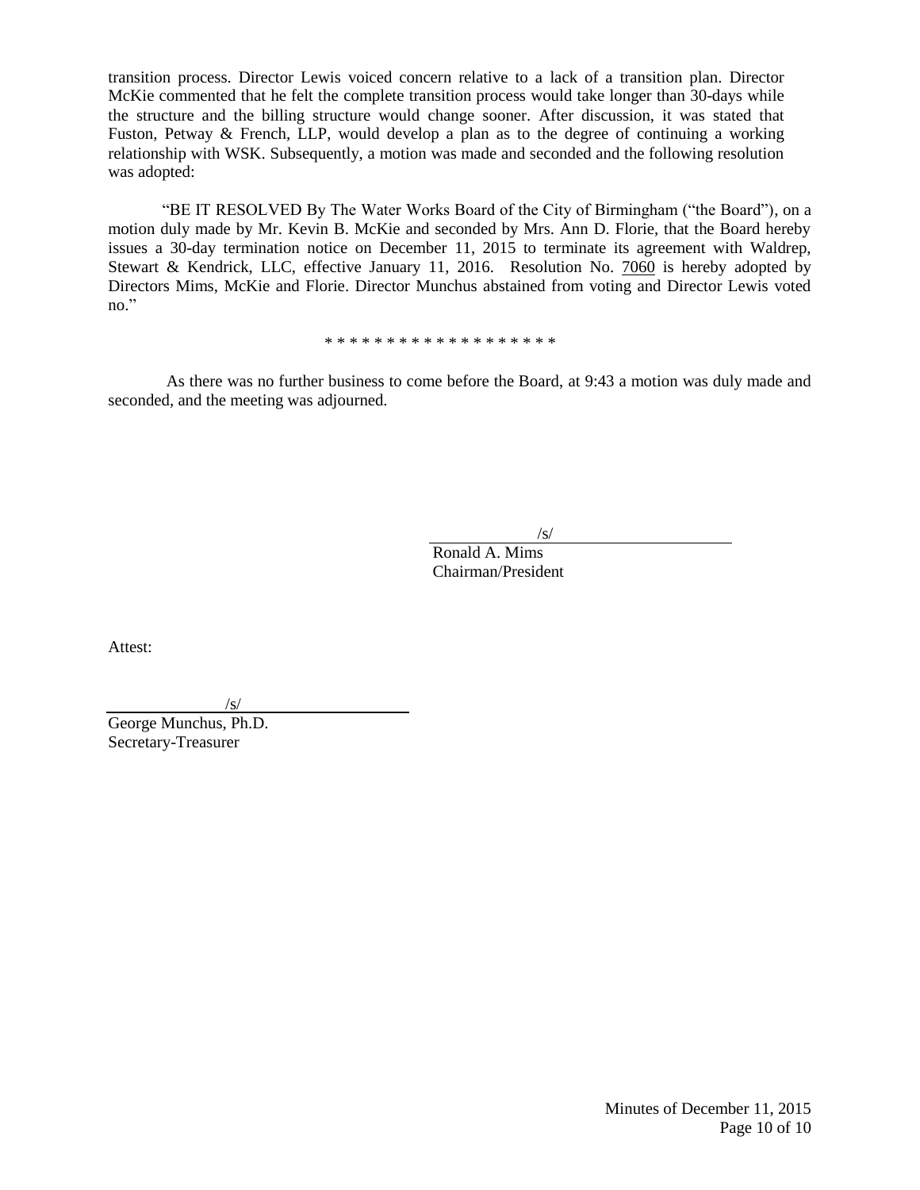transition process. Director Lewis voiced concern relative to a lack of a transition plan. Director McKie commented that he felt the complete transition process would take longer than 30-days while the structure and the billing structure would change sooner. After discussion, it was stated that Fuston, Petway & French, LLP, would develop a plan as to the degree of continuing a working relationship with WSK. Subsequently, a motion was made and seconded and the following resolution was adopted:

"BE IT RESOLVED By The Water Works Board of the City of Birmingham ("the Board"), on a motion duly made by Mr. Kevin B. McKie and seconded by Mrs. Ann D. Florie, that the Board hereby issues a 30-day termination notice on December 11, 2015 to terminate its agreement with Waldrep, Stewart & Kendrick, LLC, effective January 11, 2016. Resolution No. 7060 is hereby adopted by Directors Mims, McKie and Florie. Director Munchus abstained from voting and Director Lewis voted no."

* * * * * * * * * * * * * * * * * * *

As there was no further business to come before the Board, at 9:43 a motion was duly made and seconded, and the meeting was adjourned.

/s/
Ronald A. Mims
Chairman/President

Attest:

/s/
George Munchus, Ph.D.
Secretary-Treasurer

Minutes of December 11, 2015